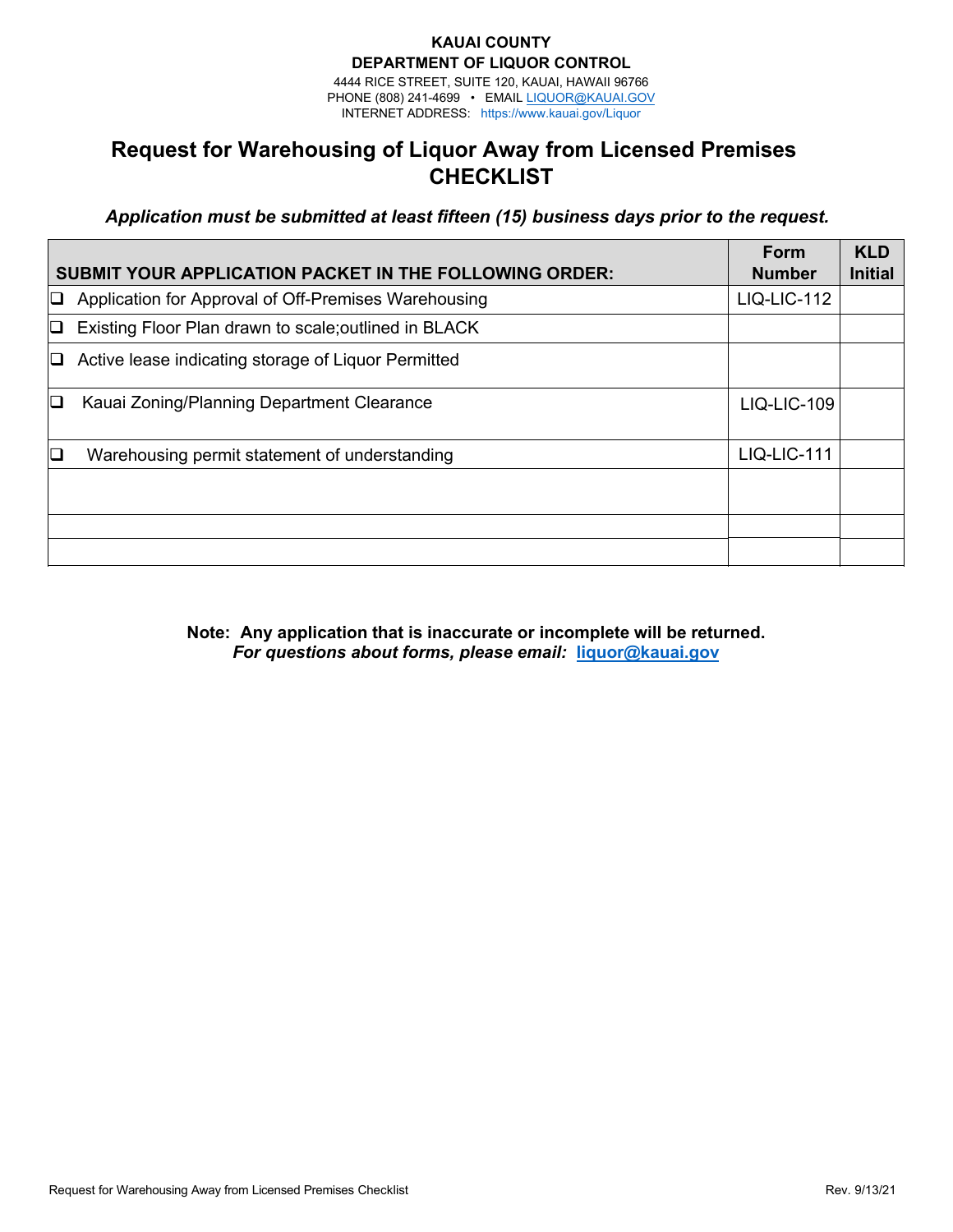**KAUAI COUNTY**
**DEPARTMENT OF LIQUOR CONTROL**
4444 RICE STREET, SUITE 120, KAUAI, HAWAII 96766
PHONE (808) 241-4699 • EMAIL LIQUOR@KAUAI.GOV
INTERNET ADDRESS: https://www.kauai.gov/Liquor

# Request for Warehousing of Liquor Away from Licensed Premises CHECKLIST

***Application must be submitted at least fifteen (15) business days prior to the request.***

| SUBMIT YOUR APPLICATION PACKET IN THE FOLLOWING ORDER: | Form Number | KLD Initial |
|---|---|---|
| ❑ Application for Approval of Off-Premises Warehousing | LIQ-LIC-112 | |
| ❑ Existing Floor Plan drawn to scale;outlined in BLACK | | |
| ❑ Active lease indicating storage of Liquor Permitted | | |
| ❑ Kauai Zoning/Planning Department Clearance | LIQ-LIC-109 | |
| ❑ Warehousing permit statement of understanding | LIQ-LIC-111 | |
| | | |
| | | |
| | | |

**Note: Any application that is inaccurate or incomplete will be returned.**
***For questions about forms, please email:* liquor@kauai.gov**

Request for Warehousing Away from Licensed Premises Checklist Rev. 9/13/21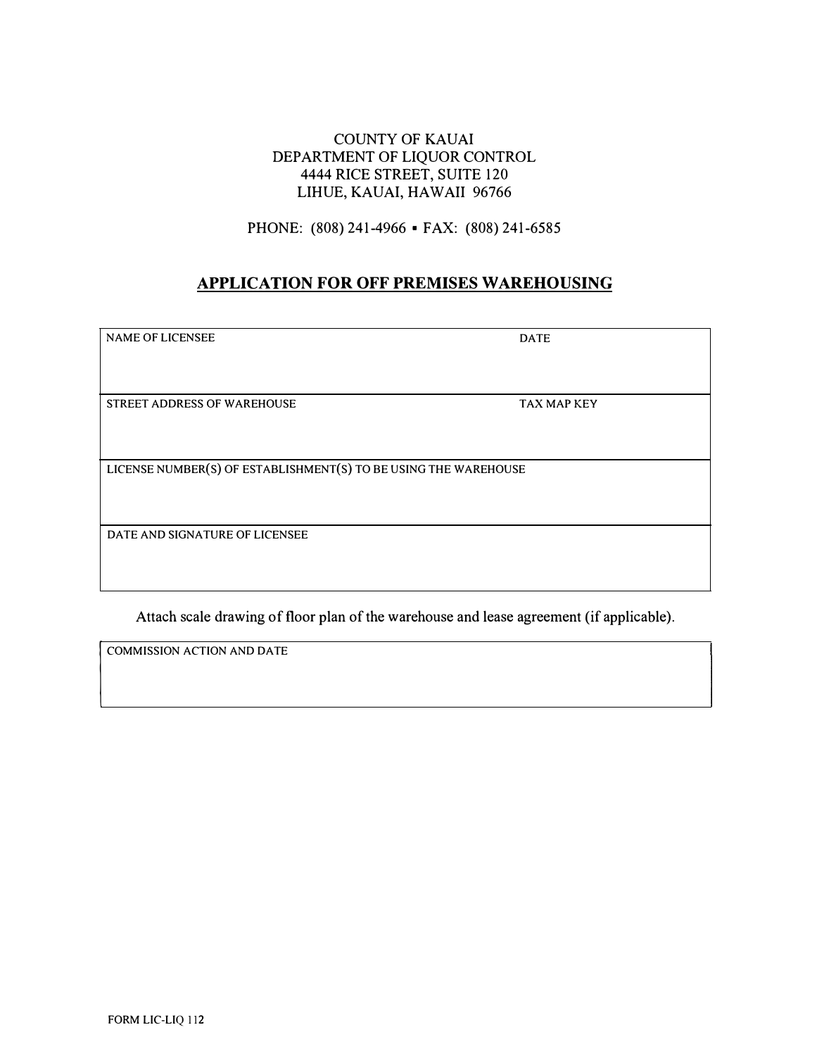COUNTY OF KAUAI
DEPARTMENT OF LIQUOR CONTROL
4444 RICE STREET, SUITE 120
LIHUE, KAUAI, HAWAII 96766

PHONE: (808) 241-4966 ▪ FAX: (808) 241-6585

## APPLICATION FOR OFF PREMISES WAREHOUSING

| NAME OF LICENSEE | DATE |
| --- | --- |
| | |
| STREET ADDRESS OF WAREHOUSE | TAX MAP KEY |
| | |
| LICENSE NUMBER(S) OF ESTABLISHMENT(S) TO BE USING THE WAREHOUSE | |
| | |
| DATE AND SIGNATURE OF LICENSEE | |
| | |

Attach scale drawing of floor plan of the warehouse and lease agreement (if applicable).

| COMMISSION ACTION AND DATE |
| --- |
| |

FORM LIC-LIQ 112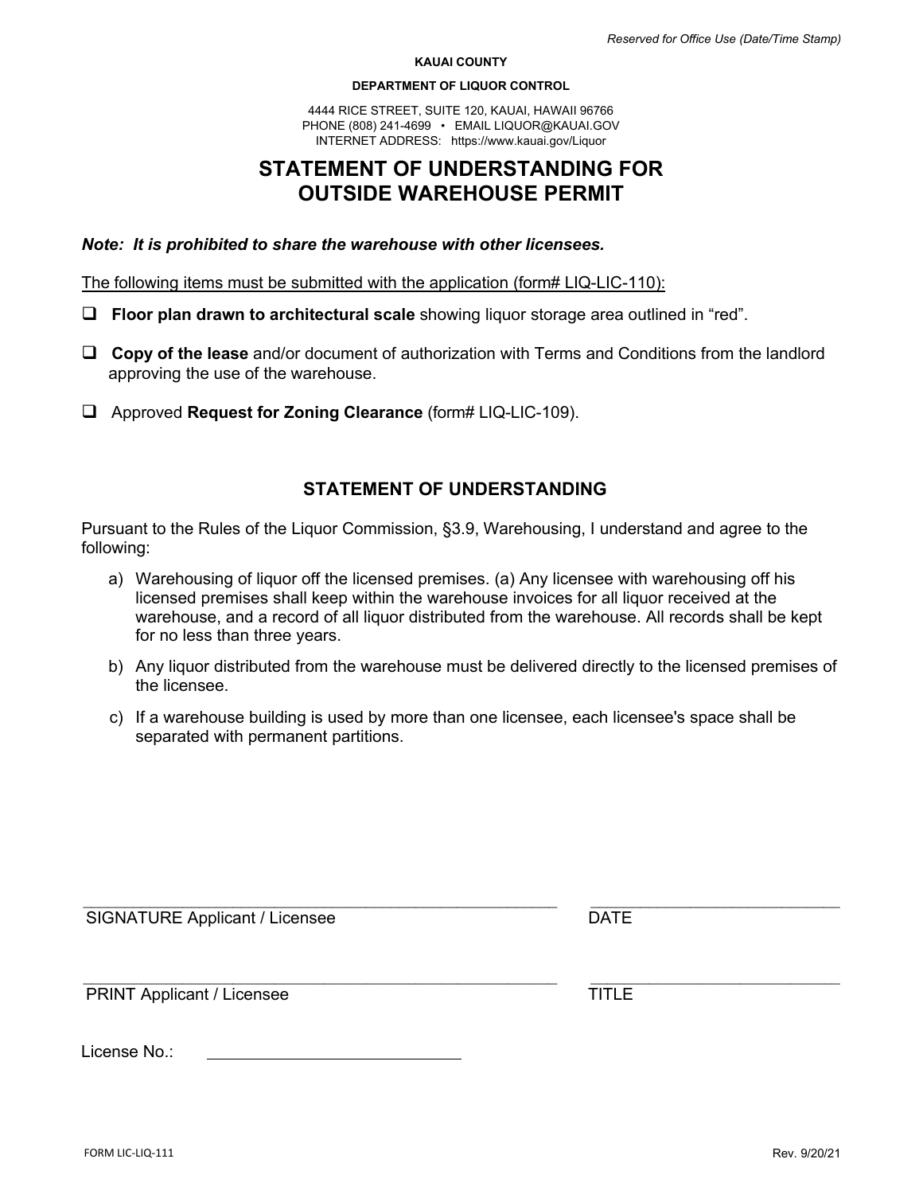*Reserved for Office Use (Date/Time Stamp)*

**KAUAI COUNTY**

**DEPARTMENT OF LIQUOR CONTROL**

4444 RICE STREET, SUITE 120, KAUAI, HAWAII 96766
PHONE (808) 241-4699 • EMAIL LIQUOR@KAUAI.GOV
INTERNET ADDRESS: https://www.kauai.gov/Liquor

# STATEMENT OF UNDERSTANDING FOR OUTSIDE WAREHOUSE PERMIT

***Note: It is prohibited to share the warehouse with other licensees.***

<u>The following items must be submitted with the application (form# LIQ-LIC-110):</u>

- ❑ **Floor plan drawn to architectural scale** showing liquor storage area outlined in "red".
- ❑ **Copy of the lease** and/or document of authorization with Terms and Conditions from the landlord approving the use of the warehouse.
- ❑ Approved **Request for Zoning Clearance** (form# LIQ-LIC-109).

## STATEMENT OF UNDERSTANDING

Pursuant to the Rules of the Liquor Commission, §3.9, Warehousing, I understand and agree to the following:

a) Warehousing of liquor off the licensed premises. (a) Any licensee with warehousing off his licensed premises shall keep within the warehouse invoices for all liquor received at the warehouse, and a record of all liquor distributed from the warehouse. All records shall be kept for no less than three years.

b) Any liquor distributed from the warehouse must be delivered directly to the licensed premises of the licensee.

c) If a warehouse building is used by more than one licensee, each licensee's space shall be separated with permanent partitions.

_______________________________________________ ______________________
SIGNATURE Applicant / Licensee DATE

_______________________________________________ ______________________
PRINT Applicant / Licensee TITLE

License No.: ______________________

FORM LIC-LIQ-111 Rev. 9/20/21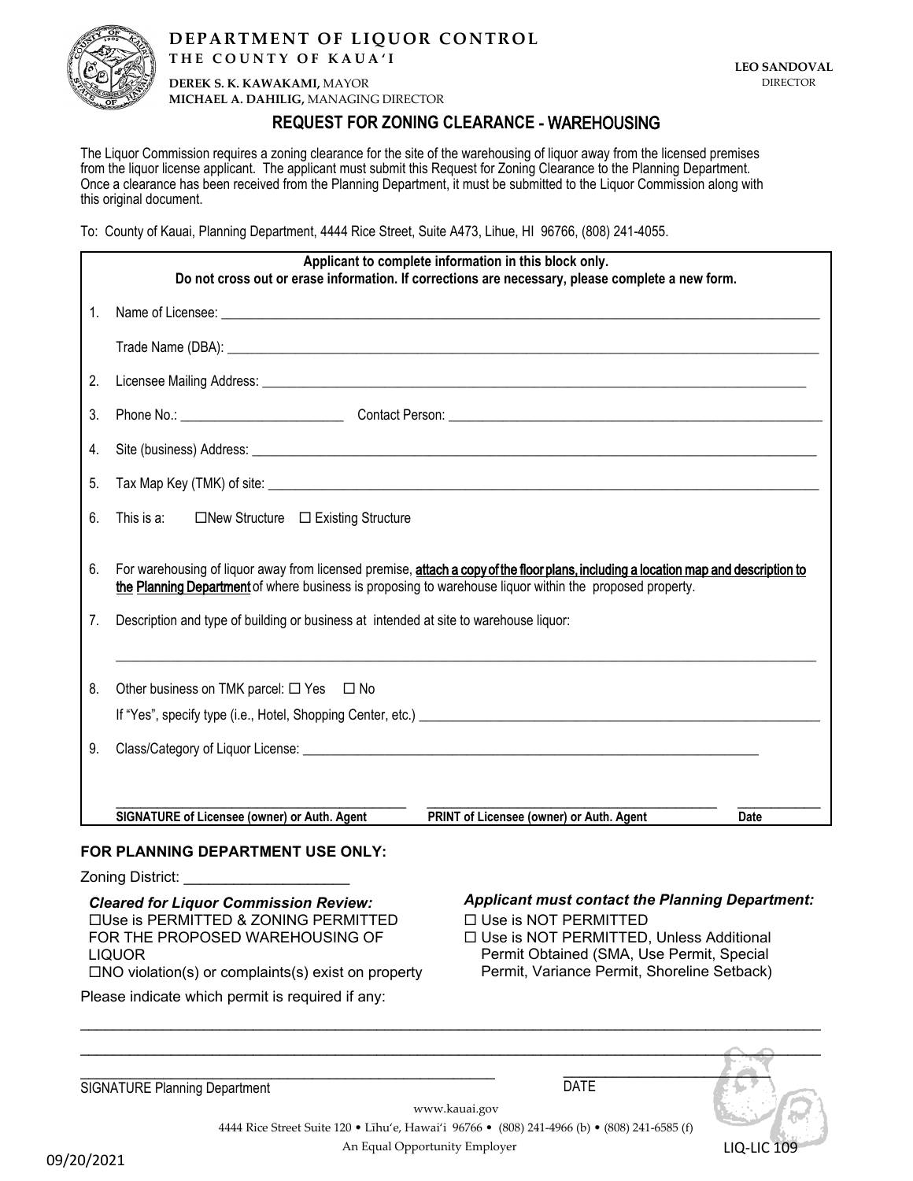**DEPARTMENT OF LIQUOR CONTROL**
**THE COUNTY OF KAUA'I**

**DEREK S. K. KAWAKAMI,** MAYOR
**MICHAEL A. DAHILIG,** MANAGING DIRECTOR

**LEO SANDOVAL**
DIRECTOR

# REQUEST FOR ZONING CLEARANCE - WAREHOUSING

The Liquor Commission requires a zoning clearance for the site of the warehousing of liquor away from the licensed premises from the liquor license applicant. The applicant must submit this Request for Zoning Clearance to the Planning Department. Once a clearance has been received from the Planning Department, it must be submitted to the Liquor Commission along with this original document.

To: County of Kauai, Planning Department, 4444 Rice Street, Suite A473, Lihue, HI 96766, (808) 241-4055.

**Applicant to complete information in this block only.**
**Do not cross out or erase information. If corrections are necessary, please complete a new form.**

1. Name of Licensee: ______________________________

   Trade Name (DBA): ______________________________

2. Licensee Mailing Address: ______________________________

3. Phone No.: ______________ Contact Person: ______________________________

4. Site (business) Address: ______________________________

5. Tax Map Key (TMK) of site: ______________________________

6. This is a: ☐ New Structure ☐ Existing Structure

6. For warehousing of liquor away from licensed premise, **attach a copy of the floor plans, including a location map and description to the Planning Department** of where business is proposing to warehouse liquor within the proposed property.

7. Description and type of building or business at intended at site to warehouse liquor:

   ______________________________

8. Other business on TMK parcel: ☐ Yes ☐ No

   If "Yes", specify type (i.e., Hotel, Shopping Center, etc.) ______________________________

9. Class/Category of Liquor License: ______________________________

______________________________ ______________________________ ____________
**SIGNATURE of Licensee (owner) or Auth. Agent** **PRINT of Licensee (owner) or Auth. Agent** **Date**

**FOR PLANNING DEPARTMENT USE ONLY:**

Zoning District: ____________________

***Cleared for Liquor Commission Review:***
☐ Use is PERMITTED & ZONING PERMITTED FOR THE PROPOSED WAREHOUSING OF LIQUOR
☐ NO violation(s) or complaints(s) exist on property

***Applicant must contact the Planning Department:***
☐ Use is NOT PERMITTED
☐ Use is NOT PERMITTED, Unless Additional Permit Obtained (SMA, Use Permit, Special Permit, Variance Permit, Shoreline Setback)

Please indicate which permit is required if any:

______________________________

______________________________

______________________________ ____________
SIGNATURE Planning Department DATE

www.kauai.gov
4444 Rice Street Suite 120 • Līhu'e, Hawai'i 96766 • (808) 241-4966 (b) • (808) 241-6585 (f)
An Equal Opportunity Employer

LIQ-LIC 109

09/20/2021